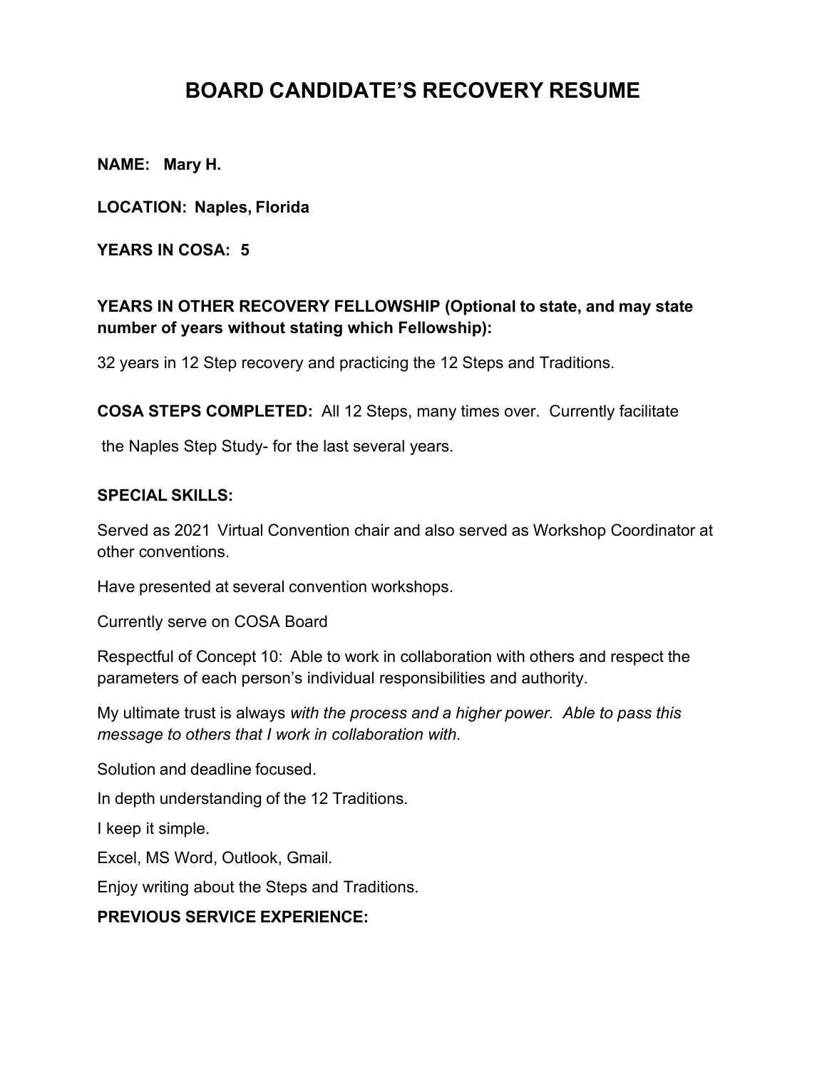# BOARD CANDIDATE'S RECOVERY RESUME

**NAME: Mary H.**

**LOCATION: Naples, Florida**

**YEARS IN COSA: 5**

**YEARS IN OTHER RECOVERY FELLOWSHIP (Optional to state, and may state number of years without stating which Fellowship):**

32 years in 12 Step recovery and practicing the 12 Steps and Traditions.

**COSA STEPS COMPLETED:** All 12 Steps, many times over. Currently facilitate the Naples Step Study- for the last several years.

**SPECIAL SKILLS:**

Served as 2021 Virtual Convention chair and also served as Workshop Coordinator at other conventions.

Have presented at several convention workshops.

Currently serve on COSA Board

Respectful of Concept 10: Able to work in collaboration with others and respect the parameters of each person's individual responsibilities and authority.

My ultimate trust is always *with the process and a higher power. Able to pass this message to others that I work in collaboration with.*

Solution and deadline focused.

In depth understanding of the 12 Traditions.

I keep it simple.

Excel, MS Word, Outlook, Gmail.

Enjoy writing about the Steps and Traditions.

**PREVIOUS SERVICE EXPERIENCE:**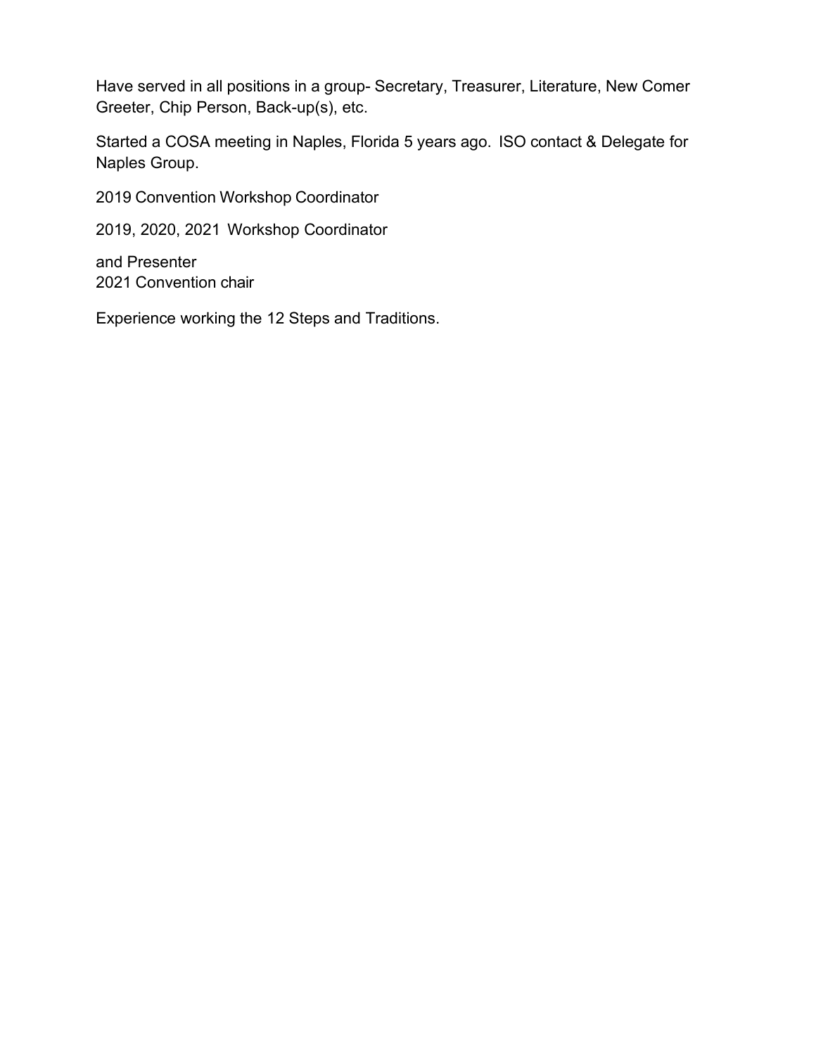Have served in all positions in a group- Secretary, Treasurer, Literature, New Comer Greeter, Chip Person, Back-up(s), etc.

Started a COSA meeting in Naples, Florida 5 years ago. ISO contact & Delegate for Naples Group.

2019 Convention Workshop Coordinator

2019, 2020, 2021 Workshop Coordinator

and Presenter
2021 Convention chair

Experience working the 12 Steps and Traditions.